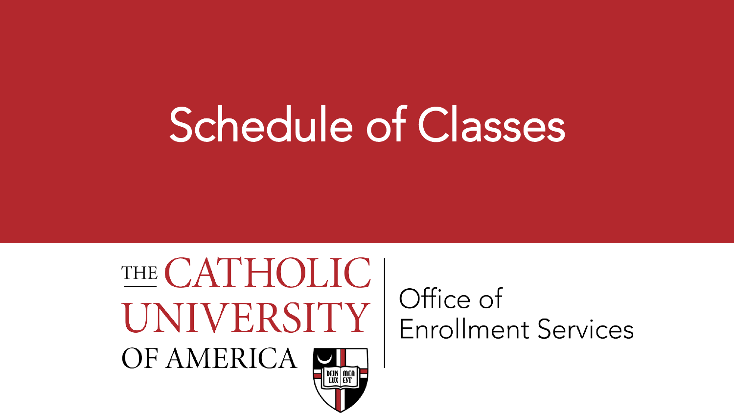# Schedule of Classes

THE CATHOLIC UNIVERSITY OF AMERICA

Office of Enrollment Services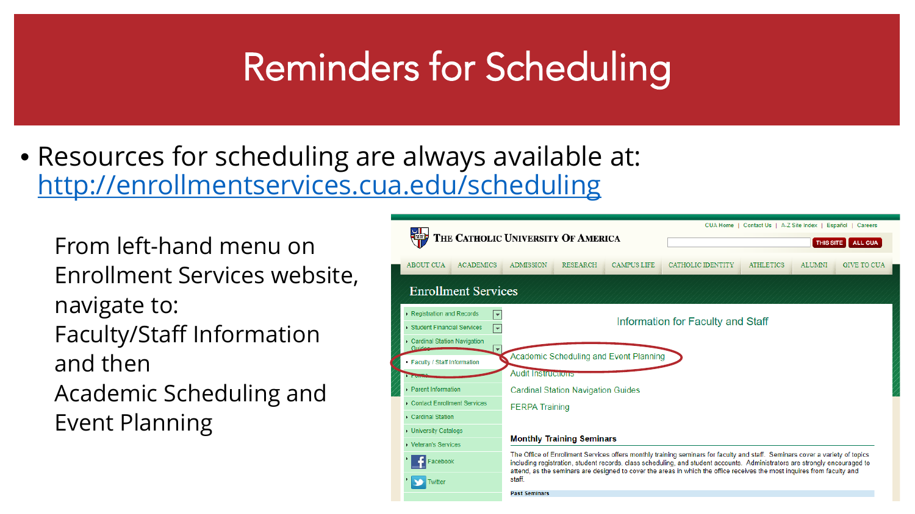# Reminders for Scheduling

- Resources for scheduling are always available at: http://enrollmentservices.cua.edu/scheduling

From left-hand menu on Enrollment Services website, navigate to:
Faculty/Staff Information
and then
Academic Scheduling and Event Planning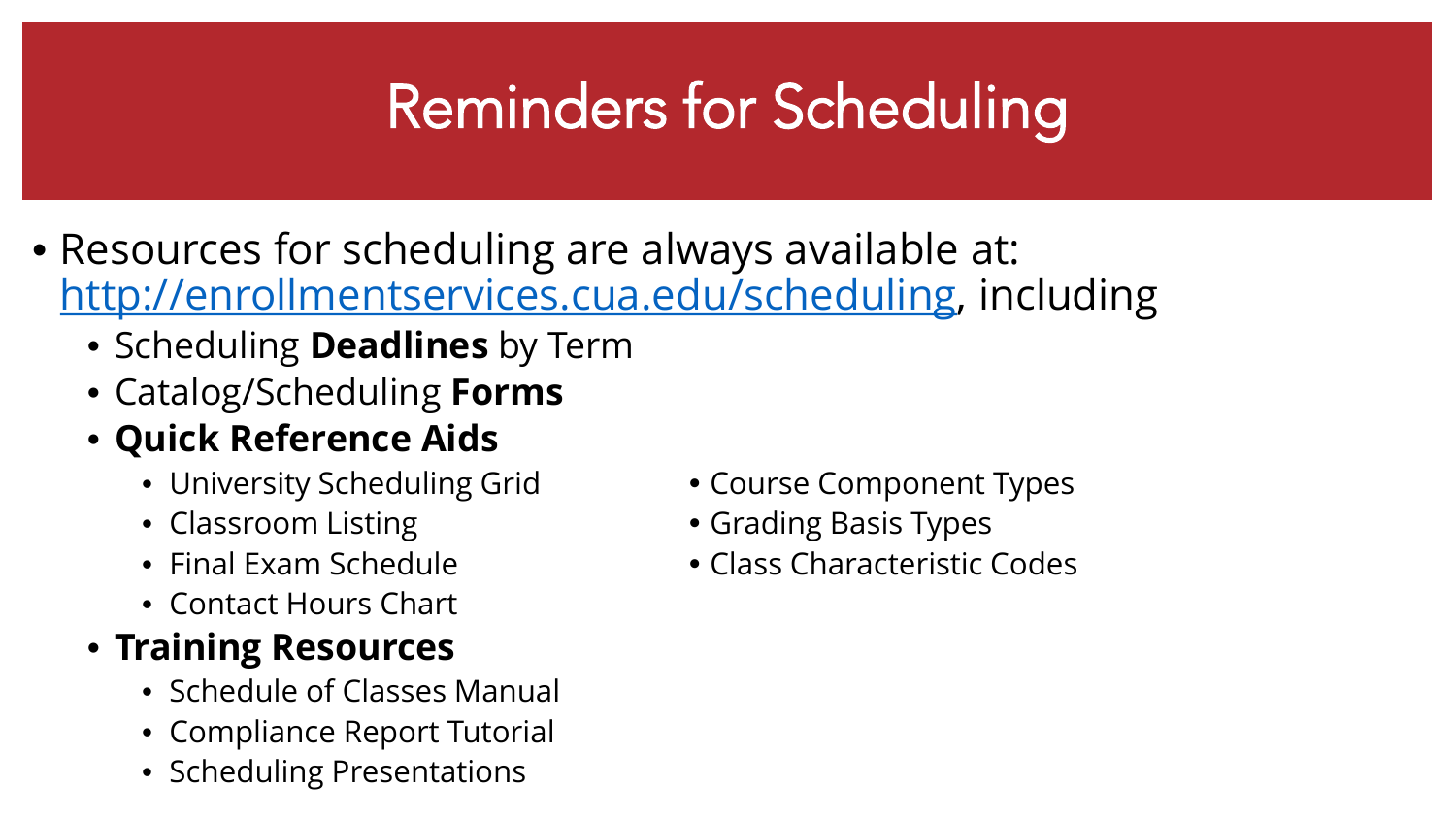# Reminders for Scheduling

- Resources for scheduling are always available at: [http://enrollmentservices.cua.edu/scheduling](http://enrollmentservices.cua.edu/scheduling), including
  - Scheduling **Deadlines** by Term
  - Catalog/Scheduling **Forms**
  - **Quick Reference Aids**
    - University Scheduling Grid
    - Classroom Listing
    - Final Exam Schedule
    - Contact Hours Chart
    - Course Component Types
    - Grading Basis Types
    - Class Characteristic Codes
  - **Training Resources**
    - Schedule of Classes Manual
    - Compliance Report Tutorial
    - Scheduling Presentations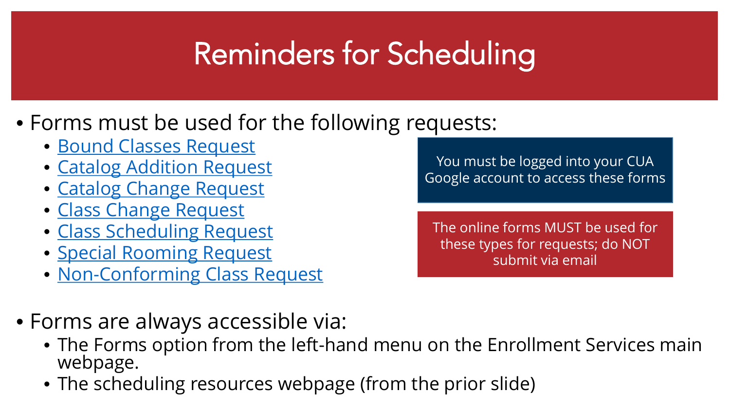# Reminders for Scheduling

- Forms must be used for the following requests:
  - Bound Classes Request
  - Catalog Addition Request
  - Catalog Change Request
  - Class Change Request
  - Class Scheduling Request
  - Special Rooming Request
  - Non-Conforming Class Request

You must be logged into your CUA Google account to access these forms

The online forms MUST be used for these types for requests; do NOT submit via email

- Forms are always accessible via:
  - The Forms option from the left-hand menu on the Enrollment Services main webpage.
  - The scheduling resources webpage (from the prior slide)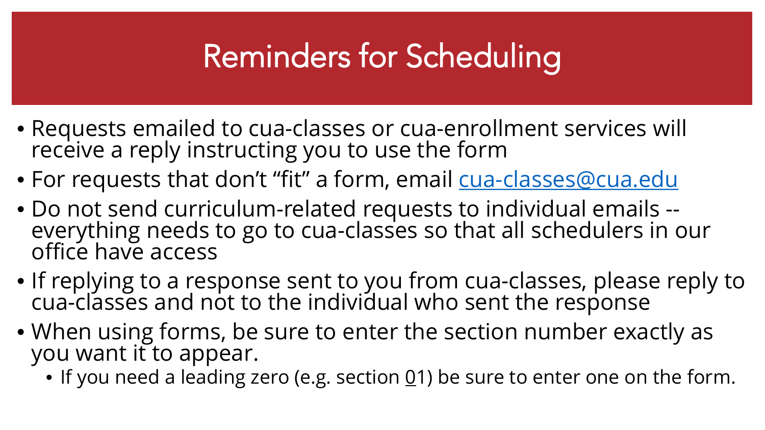# Reminders for Scheduling

- Requests emailed to cua-classes or cua-enrollment services will receive a reply instructing you to use the form
- For requests that don't "fit" a form, email [cua-classes@cua.edu](mailto:cua-classes@cua.edu)
- Do not send curriculum-related requests to individual emails -- everything needs to go to cua-classes so that all schedulers in our office have access
- If replying to a response sent to you from cua-classes, please reply to cua-classes and not to the individual who sent the response
- When using forms, be sure to enter the section number exactly as you want it to appear.
  - If you need a leading zero (e.g. section <u>0</u>1) be sure to enter one on the form.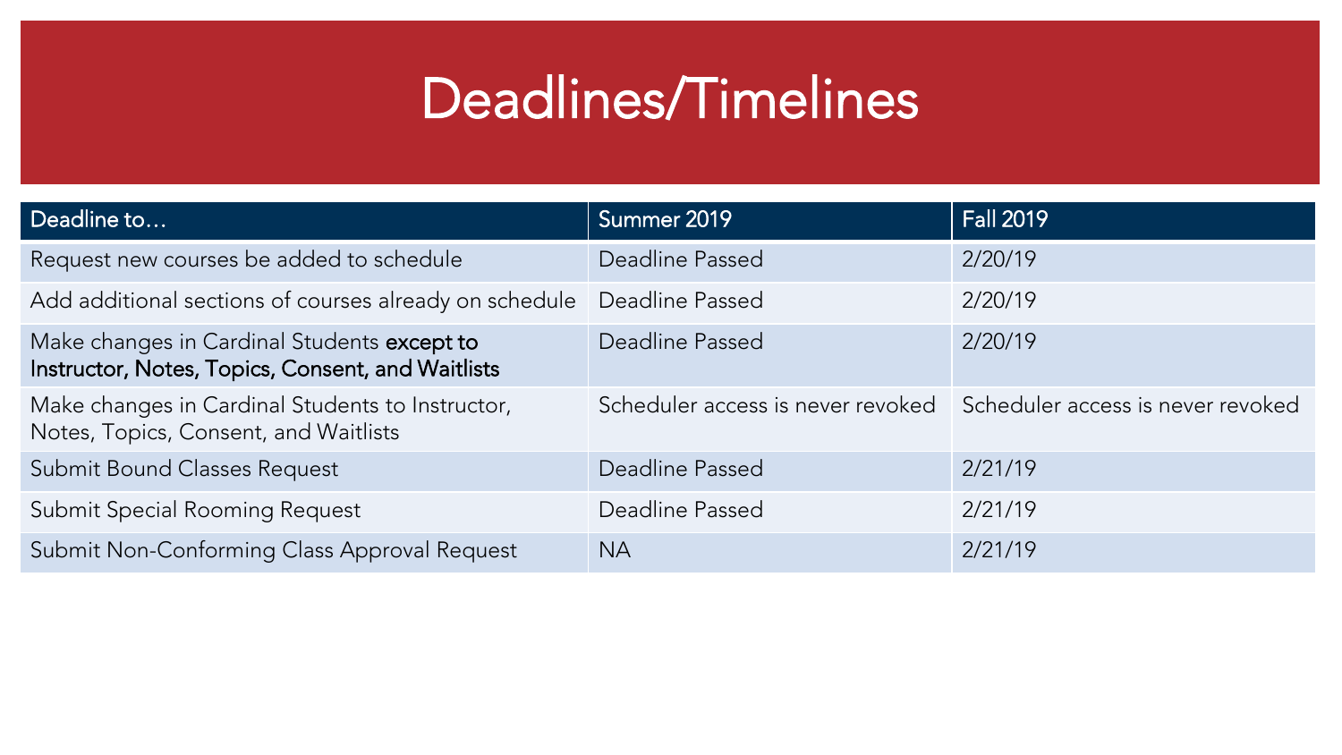# Deadlines/Timelines

| Deadline to… | Summer 2019 | Fall 2019 |
| --- | --- | --- |
| Request new courses be added to schedule | Deadline Passed | 2/20/19 |
| Add additional sections of courses already on schedule | Deadline Passed | 2/20/19 |
| Make changes in Cardinal Students **except to Instructor, Notes, Topics, Consent, and Waitlists** | Deadline Passed | 2/20/19 |
| Make changes in Cardinal Students to Instructor, Notes, Topics, Consent, and Waitlists | Scheduler access is never revoked | Scheduler access is never revoked |
| Submit Bound Classes Request | Deadline Passed | 2/21/19 |
| Submit Special Rooming Request | Deadline Passed | 2/21/19 |
| Submit Non-Conforming Class Approval Request | NA | 2/21/19 |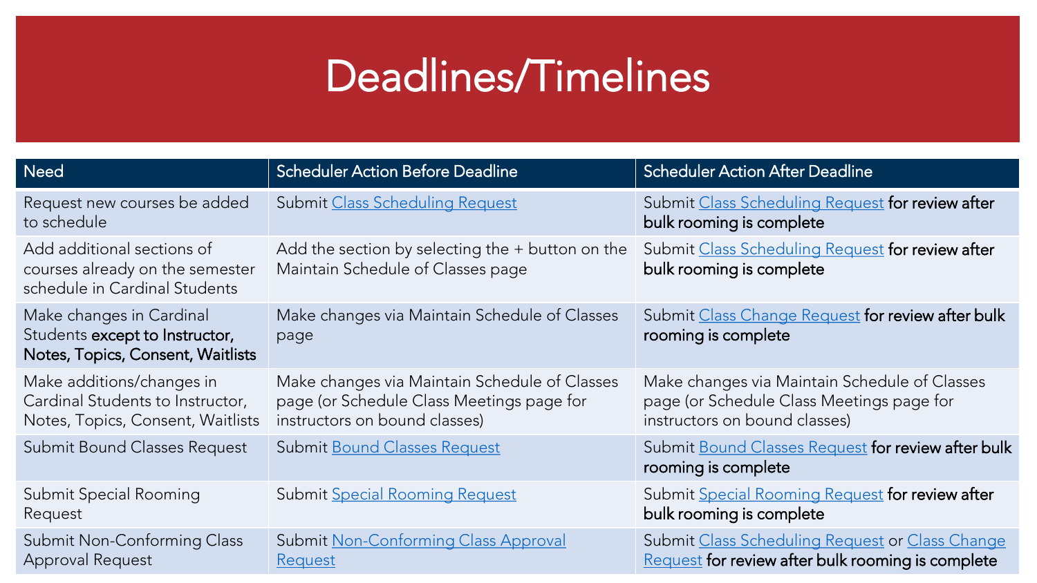# Deadlines/Timelines

| Need | Scheduler Action Before Deadline | Scheduler Action After Deadline |
| --- | --- | --- |
| Request new courses be added to schedule | Submit Class Scheduling Request | Submit Class Scheduling Request **for review after bulk rooming is complete** |
| Add additional sections of courses already on the semester schedule in Cardinal Students | Add the section by selecting the + button on the Maintain Schedule of Classes page | Submit Class Scheduling Request **for review after bulk rooming is complete** |
| Make changes in Cardinal Students **except to Instructor, Notes, Topics, Consent, Waitlists** | Make changes via Maintain Schedule of Classes page | Submit Class Change Request **for review after bulk rooming is complete** |
| Make additions/changes in Cardinal Students to Instructor, Notes, Topics, Consent, Waitlists | Make changes via Maintain Schedule of Classes page (or Schedule Class Meetings page for instructors on bound classes) | Make changes via Maintain Schedule of Classes page (or Schedule Class Meetings page for instructors on bound classes) |
| Submit Bound Classes Request | Submit Bound Classes Request | Submit Bound Classes Request **for review after bulk rooming is complete** |
| Submit Special Rooming Request | Submit Special Rooming Request | Submit Special Rooming Request **for review after bulk rooming is complete** |
| Submit Non-Conforming Class Approval Request | Submit Non-Conforming Class Approval Request | Submit Class Scheduling Request or Class Change Request **for review after bulk rooming is complete** |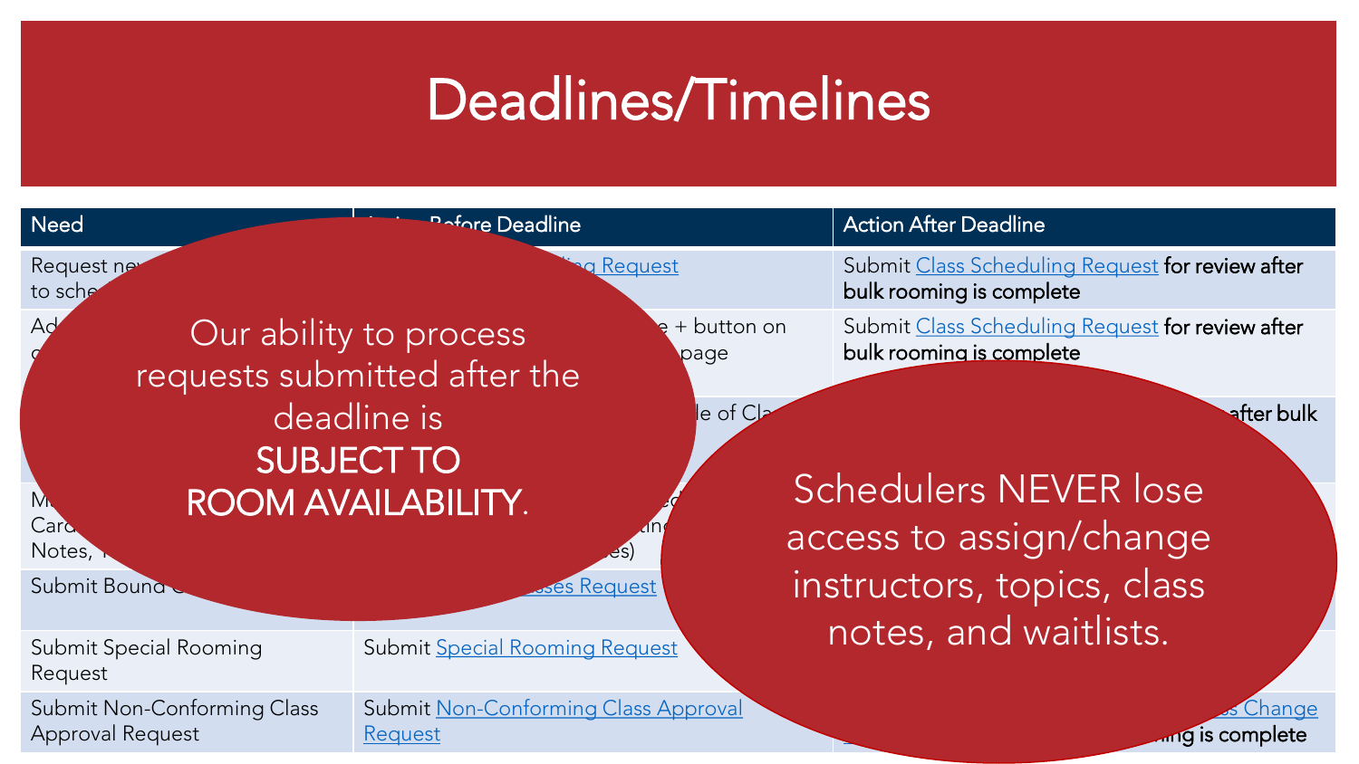# Deadlines/Timelines

| Need | Action Before Deadline | Action After Deadline |
| --- | --- | --- |
| Request ne... to sche... | ...ling Request | Submit Class Scheduling Request **for review after bulk rooming is complete** |
| Ad... c... | ...e + button on ...page | Submit Class Scheduling Request **for review after bulk rooming is complete** |
| | ...le of Cla... | ...after bulk |
| M... Card... Notes, ... | ...ed... ...tin... ...es) | |
| Submit Bound C... | ...sses Request | |
| Submit Special Rooming Request | Submit Special Rooming Request | |
| Submit Non-Conforming Class Approval Request | Submit Non-Conforming Class Approval Request | ...s Change ...ing is complete |

Our ability to process requests submitted after the deadline is **SUBJECT TO ROOM AVAILABILITY**.

Schedulers NEVER lose access to assign/change instructors, topics, class notes, and waitlists.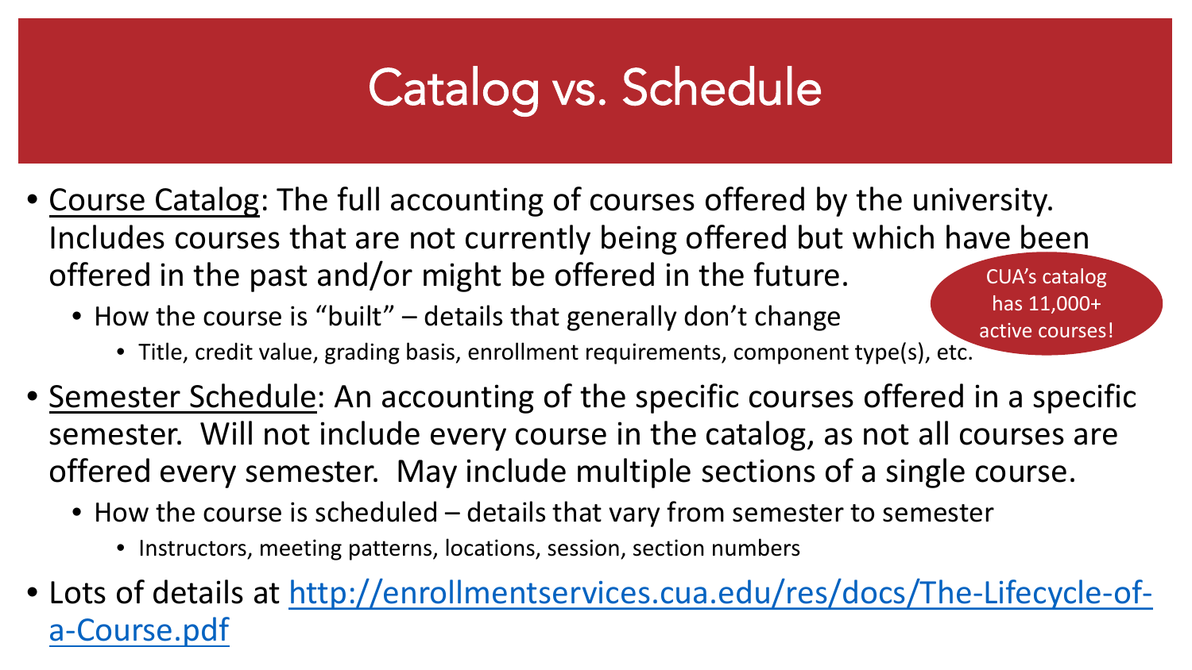# Catalog vs. Schedule

- Course Catalog: The full accounting of courses offered by the university. Includes courses that are not currently being offered but which have been offered in the past and/or might be offered in the future.
  - How the course is "built" – details that generally don't change
    - Title, credit value, grading basis, enrollment requirements, component type(s), etc.

CUA's catalog has 11,000+ active courses!

- Semester Schedule: An accounting of the specific courses offered in a specific semester. Will not include every course in the catalog, as not all courses are offered every semester. May include multiple sections of a single course.
  - How the course is scheduled – details that vary from semester to semester
    - Instructors, meeting patterns, locations, session, section numbers
- Lots of details at [http://enrollmentservices.cua.edu/res/docs/The-Lifecycle-of-a-Course.pdf](http://enrollmentservices.cua.edu/res/docs/The-Lifecycle-of-a-Course.pdf)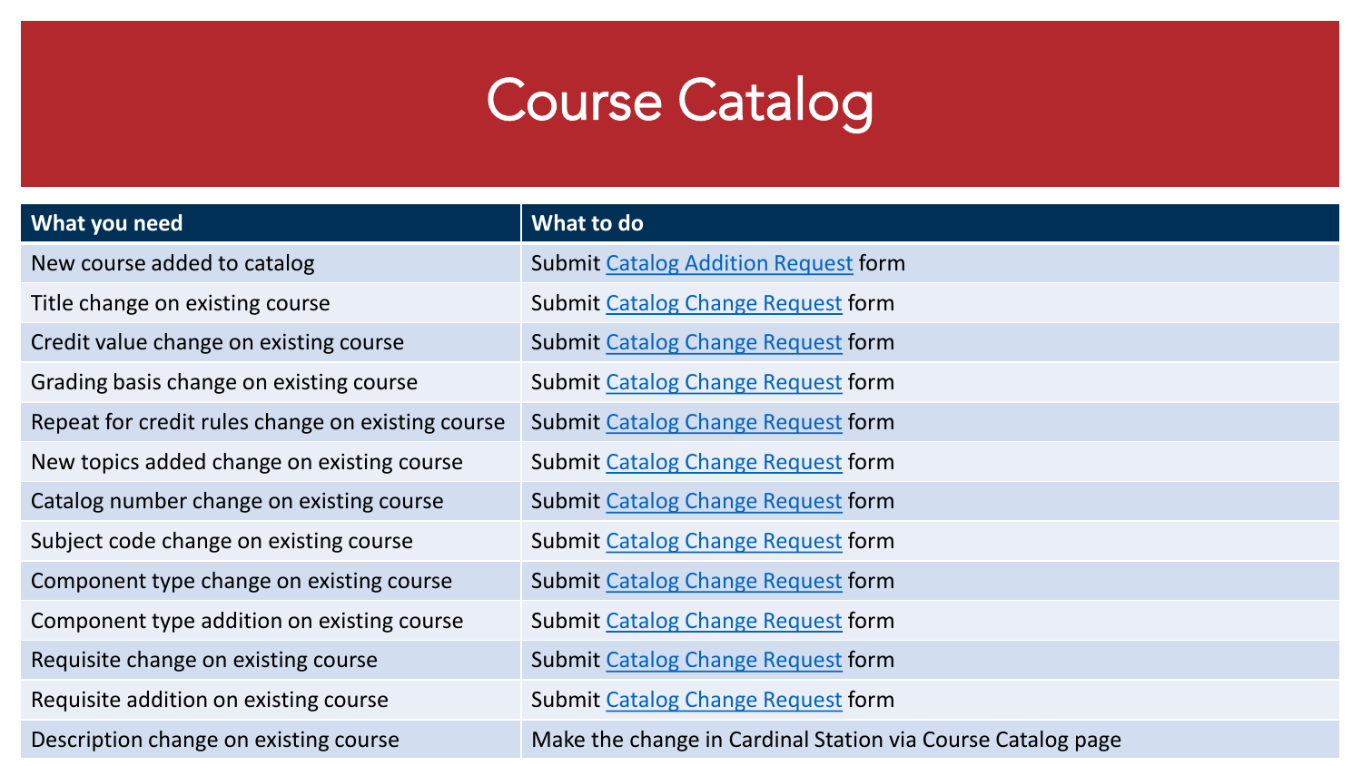# Course Catalog

| What you need | What to do |
| --- | --- |
| New course added to catalog | Submit Catalog Addition Request form |
| Title change on existing course | Submit Catalog Change Request form |
| Credit value change on existing course | Submit Catalog Change Request form |
| Grading basis change on existing course | Submit Catalog Change Request form |
| Repeat for credit rules change on existing course | Submit Catalog Change Request form |
| New topics added change on existing course | Submit Catalog Change Request form |
| Catalog number change on existing course | Submit Catalog Change Request form |
| Subject code change on existing course | Submit Catalog Change Request form |
| Component type change on existing course | Submit Catalog Change Request form |
| Component type addition on existing course | Submit Catalog Change Request form |
| Requisite change on existing course | Submit Catalog Change Request form |
| Requisite addition on existing course | Submit Catalog Change Request form |
| Description change on existing course | Make the change in Cardinal Station via Course Catalog page |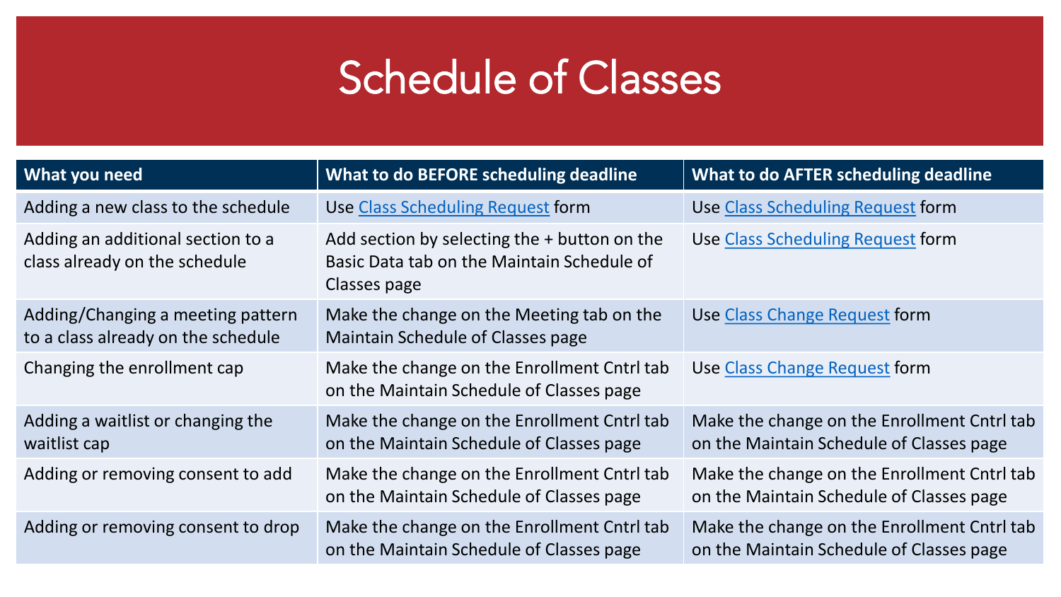# Schedule of Classes

| What you need | What to do BEFORE scheduling deadline | What to do AFTER scheduling deadline |
|---|---|---|
| Adding a new class to the schedule | Use Class Scheduling Request form | Use Class Scheduling Request form |
| Adding an additional section to a class already on the schedule | Add section by selecting the + button on the Basic Data tab on the Maintain Schedule of Classes page | Use Class Scheduling Request form |
| Adding/Changing a meeting pattern to a class already on the schedule | Make the change on the Meeting tab on the Maintain Schedule of Classes page | Use Class Change Request form |
| Changing the enrollment cap | Make the change on the Enrollment Cntrl tab on the Maintain Schedule of Classes page | Use Class Change Request form |
| Adding a waitlist or changing the waitlist cap | Make the change on the Enrollment Cntrl tab on the Maintain Schedule of Classes page | Make the change on the Enrollment Cntrl tab on the Maintain Schedule of Classes page |
| Adding or removing consent to add | Make the change on the Enrollment Cntrl tab on the Maintain Schedule of Classes page | Make the change on the Enrollment Cntrl tab on the Maintain Schedule of Classes page |
| Adding or removing consent to drop | Make the change on the Enrollment Cntrl tab on the Maintain Schedule of Classes page | Make the change on the Enrollment Cntrl tab on the Maintain Schedule of Classes page |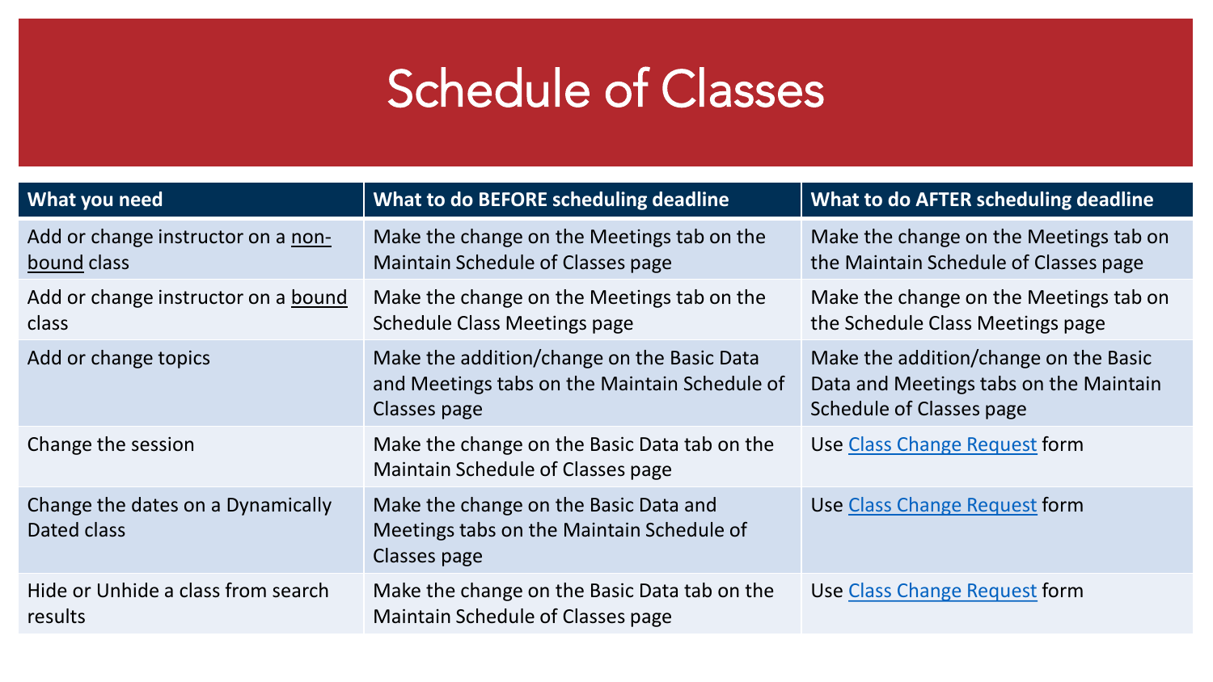# Schedule of Classes

| What you need | What to do BEFORE scheduling deadline | What to do AFTER scheduling deadline |
| --- | --- | --- |
| Add or change instructor on a non-bound class | Make the change on the Meetings tab on the Maintain Schedule of Classes page | Make the change on the Meetings tab on the Maintain Schedule of Classes page |
| Add or change instructor on a bound class | Make the change on the Meetings tab on the Schedule Class Meetings page | Make the change on the Meetings tab on the Schedule Class Meetings page |
| Add or change topics | Make the addition/change on the Basic Data and Meetings tabs on the Maintain Schedule of Classes page | Make the addition/change on the Basic Data and Meetings tabs on the Maintain Schedule of Classes page |
| Change the session | Make the change on the Basic Data tab on the Maintain Schedule of Classes page | Use Class Change Request form |
| Change the dates on a Dynamically Dated class | Make the change on the Basic Data and Meetings tabs on the Maintain Schedule of Classes page | Use Class Change Request form |
| Hide or Unhide a class from search results | Make the change on the Basic Data tab on the Maintain Schedule of Classes page | Use Class Change Request form |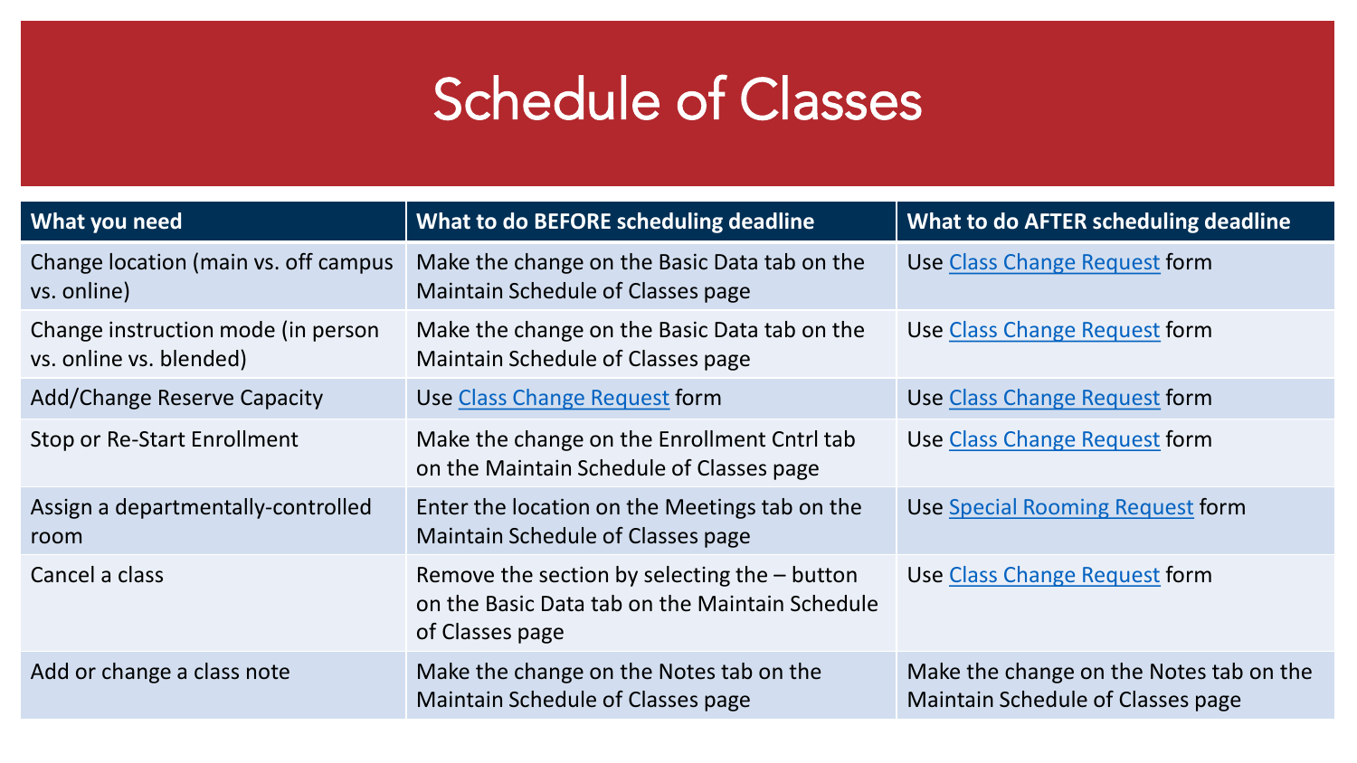# Schedule of Classes

| What you need | What to do BEFORE scheduling deadline | What to do AFTER scheduling deadline |
|---|---|---|
| Change location (main vs. off campus vs. online) | Make the change on the Basic Data tab on the Maintain Schedule of Classes page | Use Class Change Request form |
| Change instruction mode (in person vs. online vs. blended) | Make the change on the Basic Data tab on the Maintain Schedule of Classes page | Use Class Change Request form |
| Add/Change Reserve Capacity | Use Class Change Request form | Use Class Change Request form |
| Stop or Re-Start Enrollment | Make the change on the Enrollment Cntrl tab on the Maintain Schedule of Classes page | Use Class Change Request form |
| Assign a departmentally-controlled room | Enter the location on the Meetings tab on the Maintain Schedule of Classes page | Use Special Rooming Request form |
| Cancel a class | Remove the section by selecting the – button on the Basic Data tab on the Maintain Schedule of Classes page | Use Class Change Request form |
| Add or change a class note | Make the change on the Notes tab on the Maintain Schedule of Classes page | Make the change on the Notes tab on the Maintain Schedule of Classes page |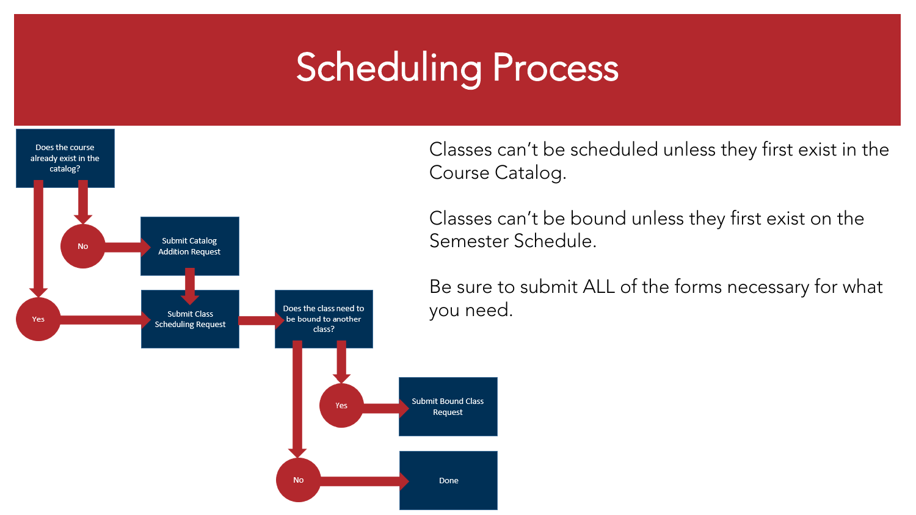# Scheduling Process

Does the course already exist in the catalog?

No → Submit Catalog Addition Request → Submit Class Scheduling Request

Yes → Submit Class Scheduling Request

Submit Class Scheduling Request → Does the class need to be bound to another class?

Yes → Submit Bound Class Request

No → Done

Classes can't be scheduled unless they first exist in the Course Catalog.

Classes can't be bound unless they first exist on the Semester Schedule.

Be sure to submit ALL of the forms necessary for what you need.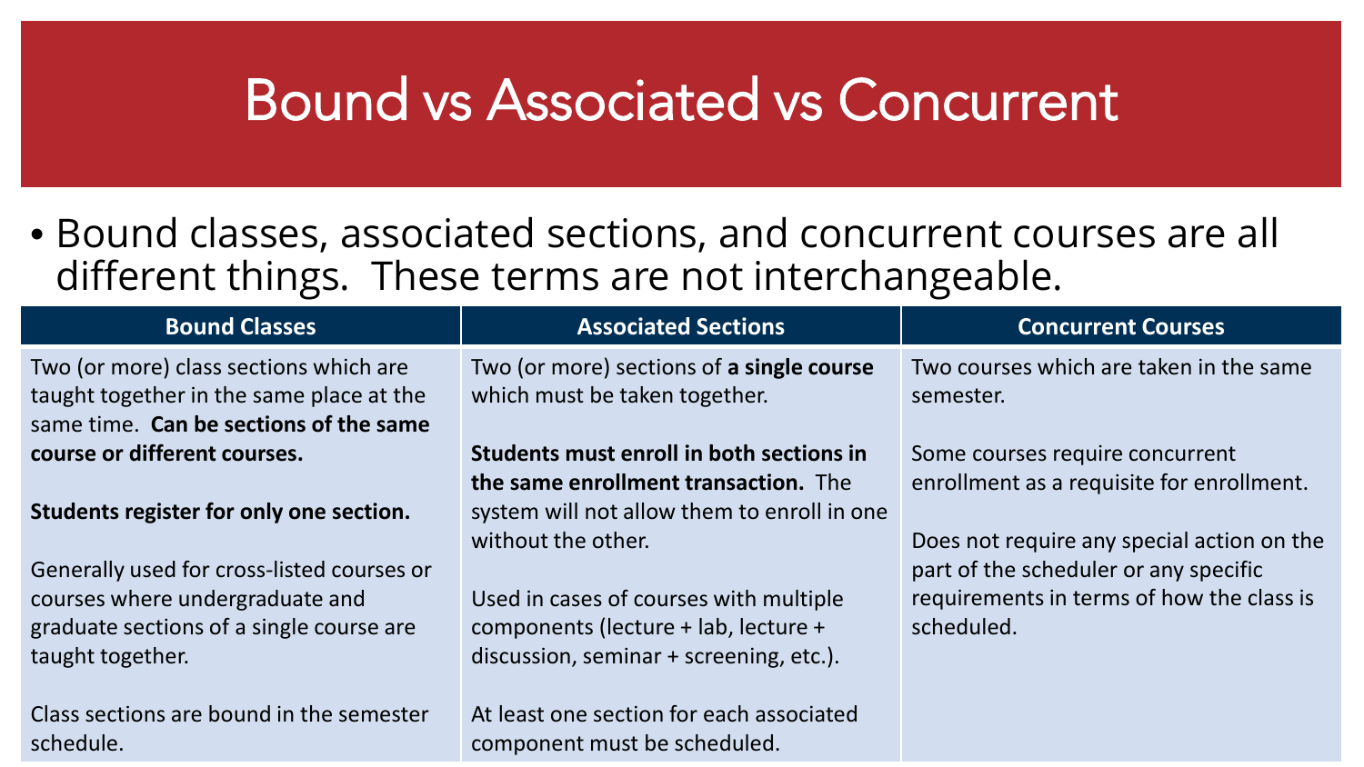# Bound vs Associated vs Concurrent

- Bound classes, associated sections, and concurrent courses are all different things. These terms are not interchangeable.

| Bound Classes | Associated Sections | Concurrent Courses |
|---|---|---|
| Two (or more) class sections which are taught together in the same place at the same time. **Can be sections of the same course or different courses.**<br><br>**Students register for only one section.**<br><br>Generally used for cross-listed courses or courses where undergraduate and graduate sections of a single course are taught together.<br><br>Class sections are bound in the semester schedule. | Two (or more) sections of **a single course** which must be taken together.<br><br>**Students must enroll in both sections in the same enrollment transaction.** The system will not allow them to enroll in one without the other.<br><br>Used in cases of courses with multiple components (lecture + lab, lecture + discussion, seminar + screening, etc.).<br><br>At least one section for each associated component must be scheduled. | Two courses which are taken in the same semester.<br><br>Some courses require concurrent enrollment as a requisite for enrollment.<br><br>Does not require any special action on the part of the scheduler or any specific requirements in terms of how the class is scheduled. |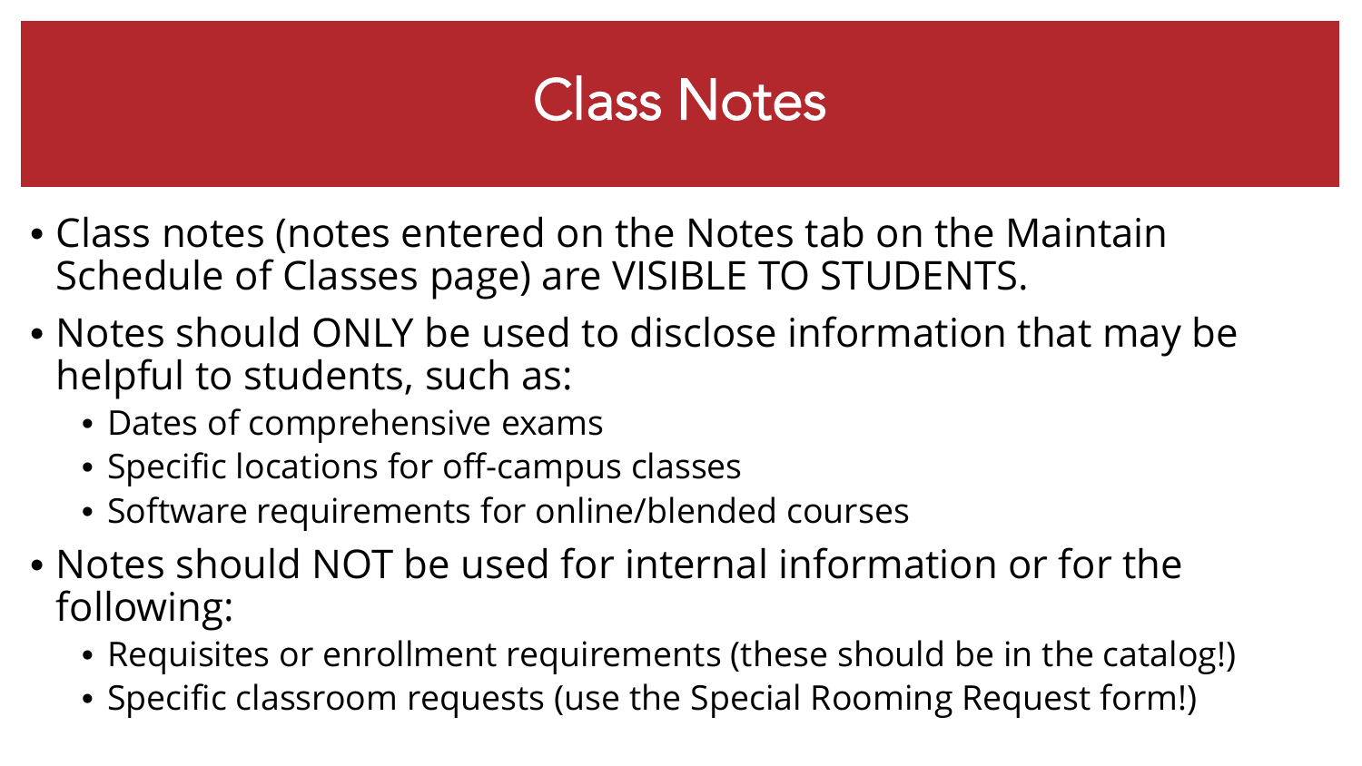# Class Notes

- Class notes (notes entered on the Notes tab on the Maintain Schedule of Classes page) are VISIBLE TO STUDENTS.
- Notes should ONLY be used to disclose information that may be helpful to students, such as:
  - Dates of comprehensive exams
  - Specific locations for off-campus classes
  - Software requirements for online/blended courses
- Notes should NOT be used for internal information or for the following:
  - Requisites or enrollment requirements (these should be in the catalog!)
  - Specific classroom requests (use the Special Rooming Request form!)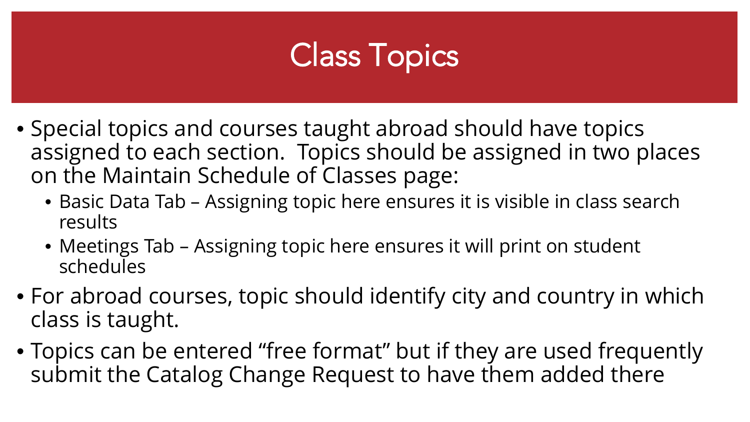# Class Topics

- Special topics and courses taught abroad should have topics assigned to each section. Topics should be assigned in two places on the Maintain Schedule of Classes page:
  - Basic Data Tab – Assigning topic here ensures it is visible in class search results
  - Meetings Tab – Assigning topic here ensures it will print on student schedules
- For abroad courses, topic should identify city and country in which class is taught.
- Topics can be entered "free format" but if they are used frequently submit the Catalog Change Request to have them added there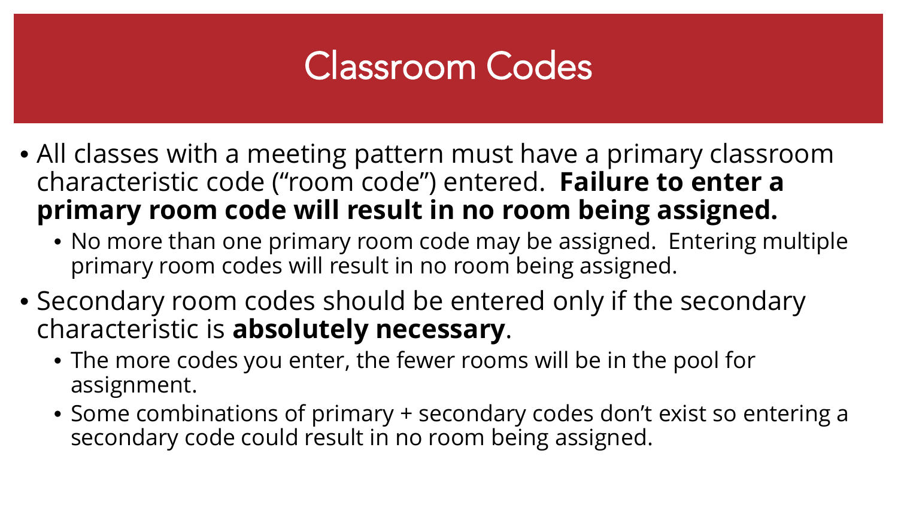# Classroom Codes

- All classes with a meeting pattern must have a primary classroom characteristic code (“room code”) entered. **Failure to enter a primary room code will result in no room being assigned.**
  - No more than one primary room code may be assigned. Entering multiple primary room codes will result in no room being assigned.
- Secondary room codes should be entered only if the secondary characteristic is **absolutely necessary**.
  - The more codes you enter, the fewer rooms will be in the pool for assignment.
  - Some combinations of primary + secondary codes don’t exist so entering a secondary code could result in no room being assigned.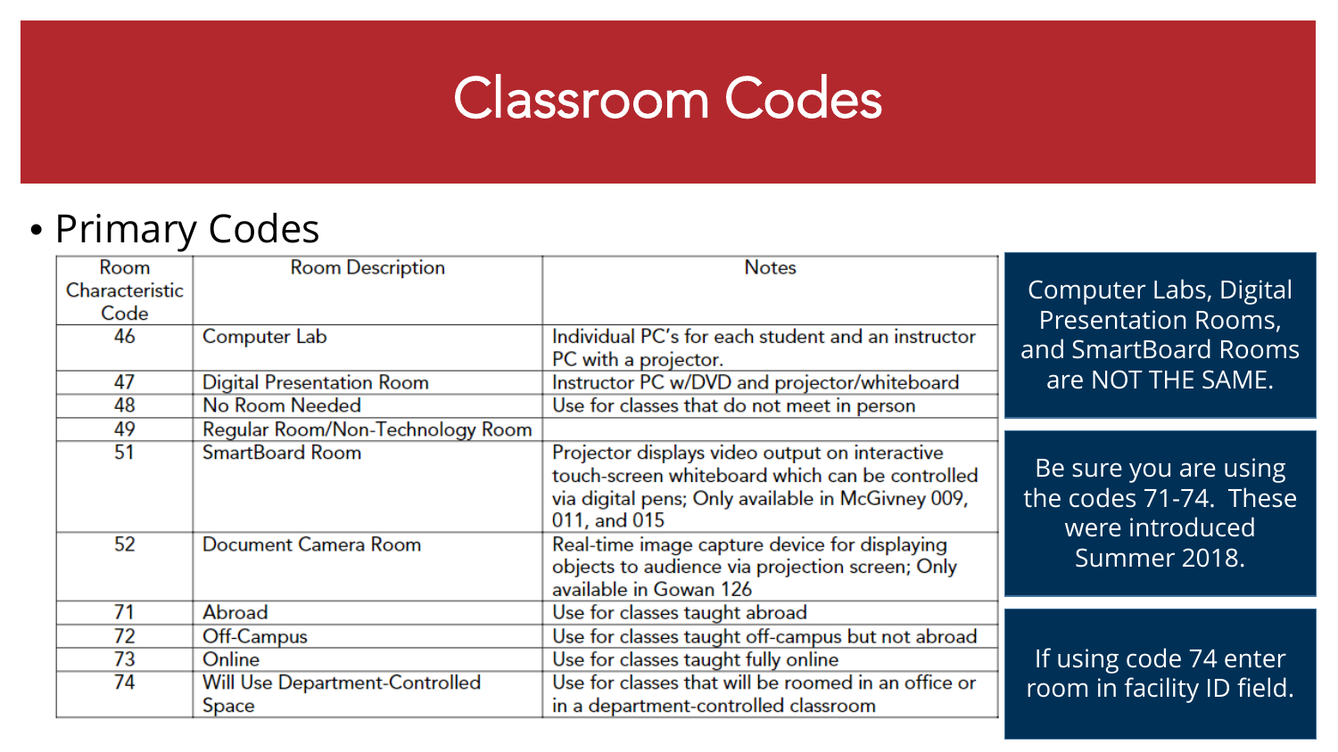# Classroom Codes

- Primary Codes

| Room Characteristic Code | Room Description | Notes |
|---|---|---|
| 46 | Computer Lab | Individual PC's for each student and an instructor PC with a projector. |
| 47 | Digital Presentation Room | Instructor PC w/DVD and projector/whiteboard |
| 48 | No Room Needed | Use for classes that do not meet in person |
| 49 | Regular Room/Non-Technology Room | |
| 51 | SmartBoard Room | Projector displays video output on interactive touch-screen whiteboard which can be controlled via digital pens; Only available in McGivney 009, 011, and 015 |
| 52 | Document Camera Room | Real-time image capture device for displaying objects to audience via projection screen; Only available in Gowan 126 |
| 71 | Abroad | Use for classes taught abroad |
| 72 | Off-Campus | Use for classes taught off-campus but not abroad |
| 73 | Online | Use for classes taught fully online |
| 74 | Will Use Department-Controlled Space | Use for classes that will be roomed in an office or in a department-controlled classroom |

Computer Labs, Digital Presentation Rooms, and SmartBoard Rooms are NOT THE SAME.

Be sure you are using the codes 71-74. These were introduced Summer 2018.

If using code 74 enter room in facility ID field.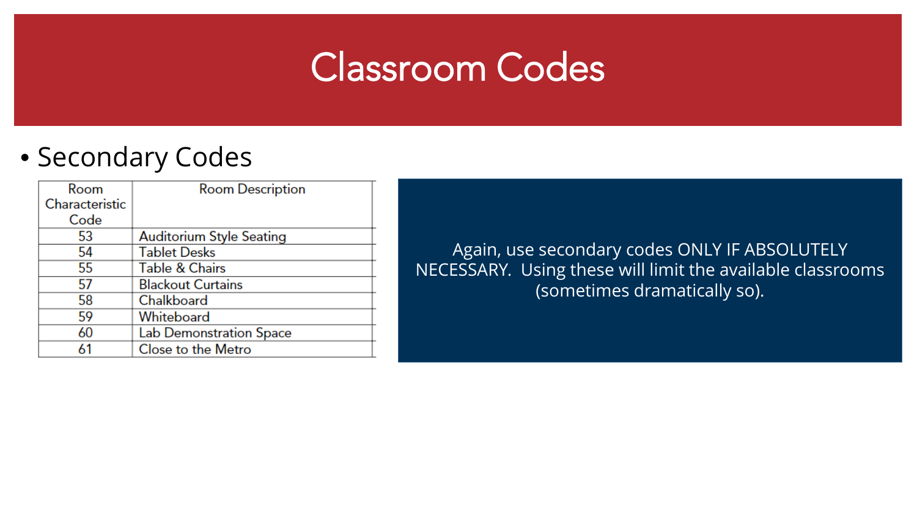# Classroom Codes

- Secondary Codes

| Room Characteristic Code | Room Description |
|---|---|
| 53 | Auditorium Style Seating |
| 54 | Tablet Desks |
| 55 | Table & Chairs |
| 57 | Blackout Curtains |
| 58 | Chalkboard |
| 59 | Whiteboard |
| 60 | Lab Demonstration Space |
| 61 | Close to the Metro |

Again, use secondary codes ONLY IF ABSOLUTELY NECESSARY. Using these will limit the available classrooms (sometimes dramatically so).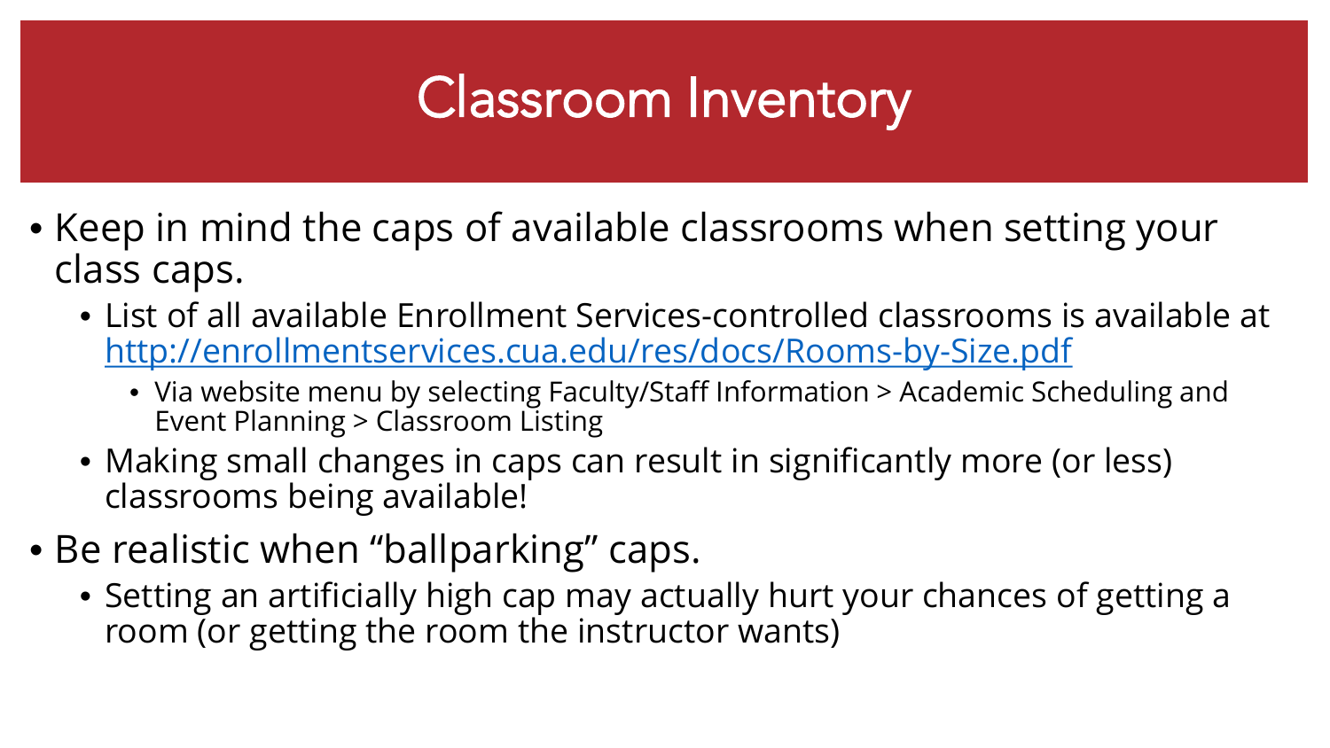# Classroom Inventory

- Keep in mind the caps of available classrooms when setting your class caps.
  - List of all available Enrollment Services-controlled classrooms is available at http://enrollmentservices.cua.edu/res/docs/Rooms-by-Size.pdf
    - Via website menu by selecting Faculty/Staff Information > Academic Scheduling and Event Planning > Classroom Listing
  - Making small changes in caps can result in significantly more (or less) classrooms being available!
- Be realistic when "ballparking" caps.
  - Setting an artificially high cap may actually hurt your chances of getting a room (or getting the room the instructor wants)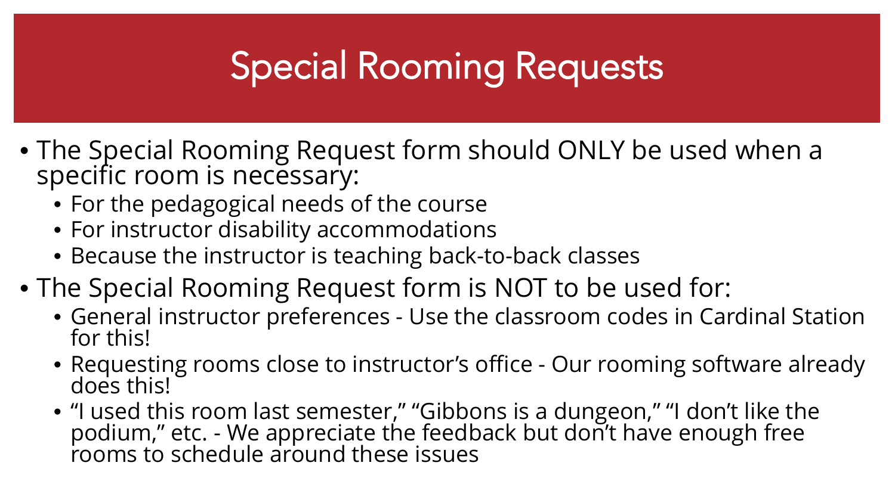# Special Rooming Requests

- The Special Rooming Request form should ONLY be used when a specific room is necessary:
  - For the pedagogical needs of the course
  - For instructor disability accommodations
  - Because the instructor is teaching back-to-back classes
- The Special Rooming Request form is NOT to be used for:
  - General instructor preferences - Use the classroom codes in Cardinal Station for this!
  - Requesting rooms close to instructor's office - Our rooming software already does this!
  - "I used this room last semester," "Gibbons is a dungeon," "I don't like the podium," etc. - We appreciate the feedback but don't have enough free rooms to schedule around these issues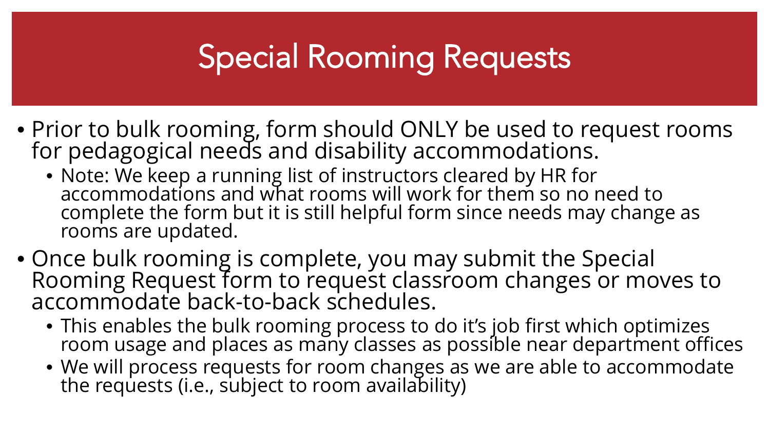# Special Rooming Requests

- Prior to bulk rooming, form should ONLY be used to request rooms for pedagogical needs and disability accommodations.
  - Note: We keep a running list of instructors cleared by HR for accommodations and what rooms will work for them so no need to complete the form but it is still helpful form since needs may change as rooms are updated.
- Once bulk rooming is complete, you may submit the Special Rooming Request form to request classroom changes or moves to accommodate back-to-back schedules.
  - This enables the bulk rooming process to do it's job first which optimizes room usage and places as many classes as possible near department offices
  - We will process requests for room changes as we are able to accommodate the requests (i.e., subject to room availability)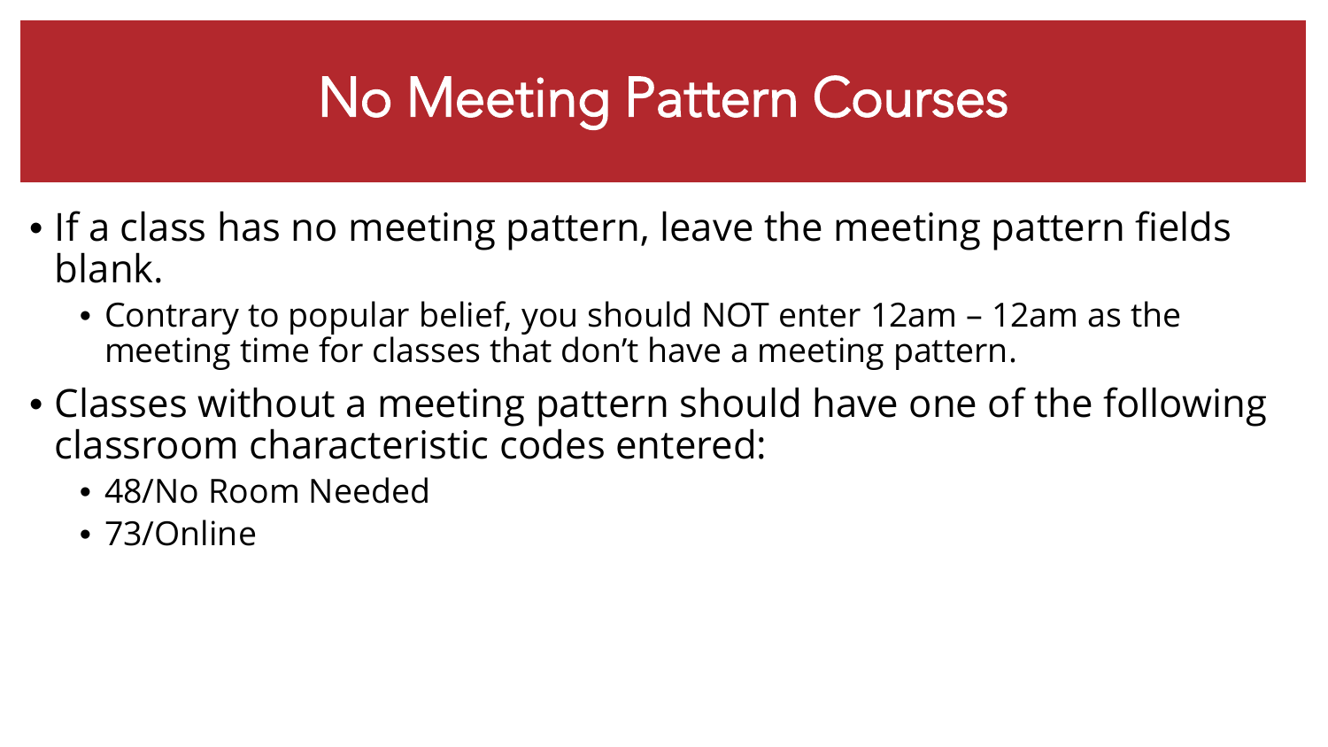# No Meeting Pattern Courses

- If a class has no meeting pattern, leave the meeting pattern fields blank.
  - Contrary to popular belief, you should NOT enter 12am – 12am as the meeting time for classes that don't have a meeting pattern.
- Classes without a meeting pattern should have one of the following classroom characteristic codes entered:
  - 48/No Room Needed
  - 73/Online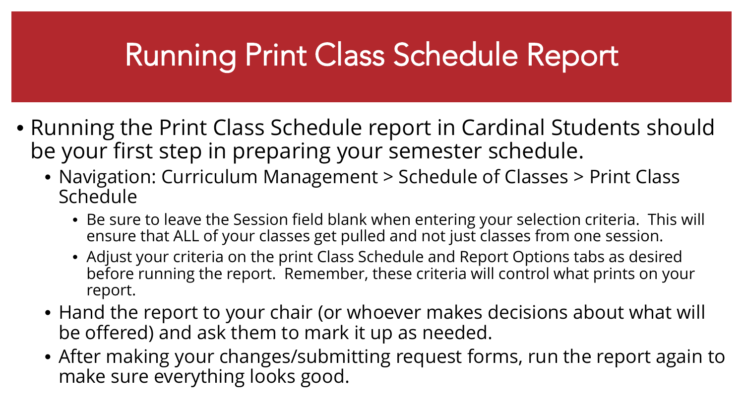# Running Print Class Schedule Report

- Running the Print Class Schedule report in Cardinal Students should be your first step in preparing your semester schedule.
  - Navigation: Curriculum Management > Schedule of Classes > Print Class Schedule
    - Be sure to leave the Session field blank when entering your selection criteria. This will ensure that ALL of your classes get pulled and not just classes from one session.
    - Adjust your criteria on the print Class Schedule and Report Options tabs as desired before running the report. Remember, these criteria will control what prints on your report.
  - Hand the report to your chair (or whoever makes decisions about what will be offered) and ask them to mark it up as needed.
  - After making your changes/submitting request forms, run the report again to make sure everything looks good.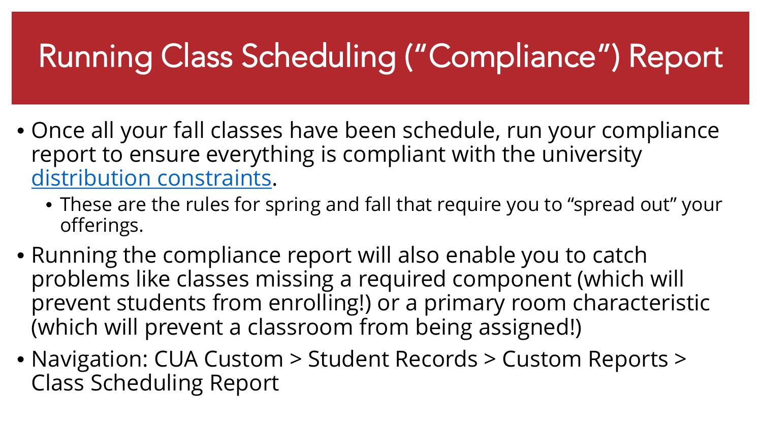# Running Class Scheduling ("Compliance") Report

- Once all your fall classes have been schedule, run your compliance report to ensure everything is compliant with the university [distribution constraints]().
  - These are the rules for spring and fall that require you to "spread out" your offerings.
- Running the compliance report will also enable you to catch problems like classes missing a required component (which will prevent students from enrolling!) or a primary room characteristic (which will prevent a classroom from being assigned!)
- Navigation: CUA Custom > Student Records > Custom Reports > Class Scheduling Report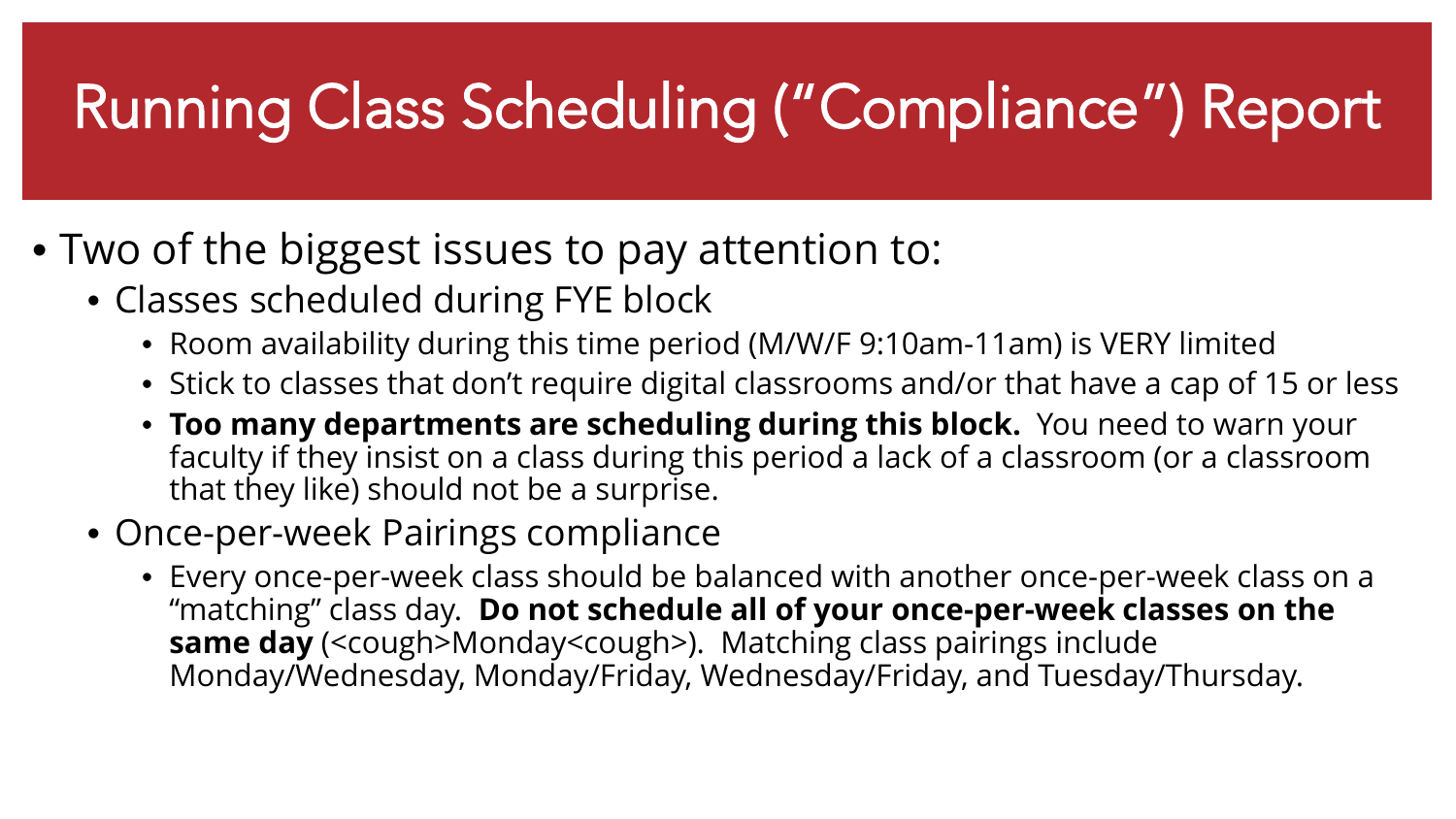# Running Class Scheduling ("Compliance") Report

- Two of the biggest issues to pay attention to:
  - Classes scheduled during FYE block
    - Room availability during this time period (M/W/F 9:10am-11am) is VERY limited
    - Stick to classes that don't require digital classrooms and/or that have a cap of 15 or less
    - **Too many departments are scheduling during this block.** You need to warn your faculty if they insist on a class during this period a lack of a classroom (or a classroom that they like) should not be a surprise.
  - Once-per-week Pairings compliance
    - Every once-per-week class should be balanced with another once-per-week class on a "matching" class day. **Do not schedule all of your once-per-week classes on the same day** (<cough>Monday<cough>). Matching class pairings include Monday/Wednesday, Monday/Friday, Wednesday/Friday, and Tuesday/Thursday.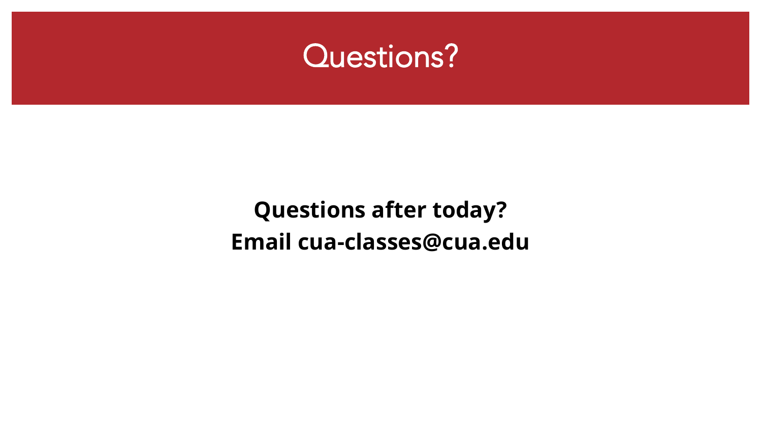# Questions?

**Questions after today?**
**Email cua-classes@cua.edu**